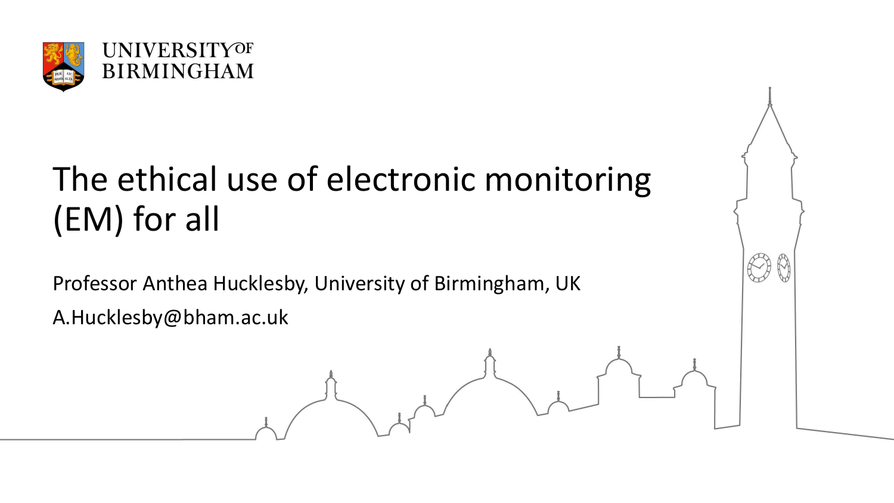UNIVERSITY OF BIRMINGHAM

# The ethical use of electronic monitoring (EM) for all

Professor Anthea Hucklesby, University of Birmingham, UK

A.Hucklesby@bham.ac.uk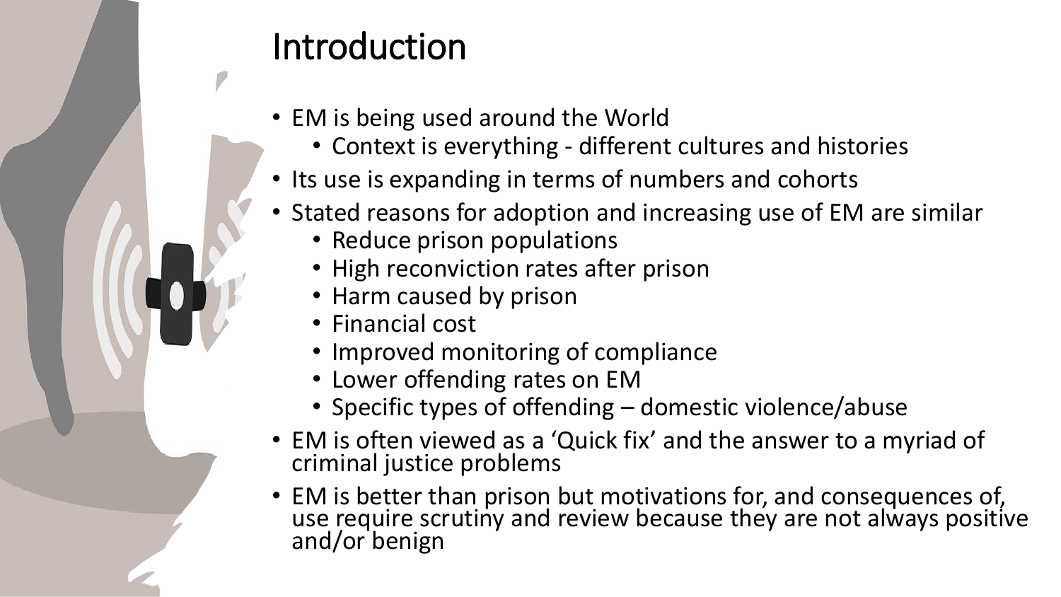# Introduction

- EM is being used around the World
  - Context is everything - different cultures and histories
- Its use is expanding in terms of numbers and cohorts
- Stated reasons for adoption and increasing use of EM are similar
  - Reduce prison populations
  - High reconviction rates after prison
  - Harm caused by prison
  - Financial cost
  - Improved monitoring of compliance
  - Lower offending rates on EM
  - Specific types of offending – domestic violence/abuse
- EM is often viewed as a 'Quick fix' and the answer to a myriad of criminal justice problems
- EM is better than prison but motivations for, and consequences of, use require scrutiny and review because they are not always positive and/or benign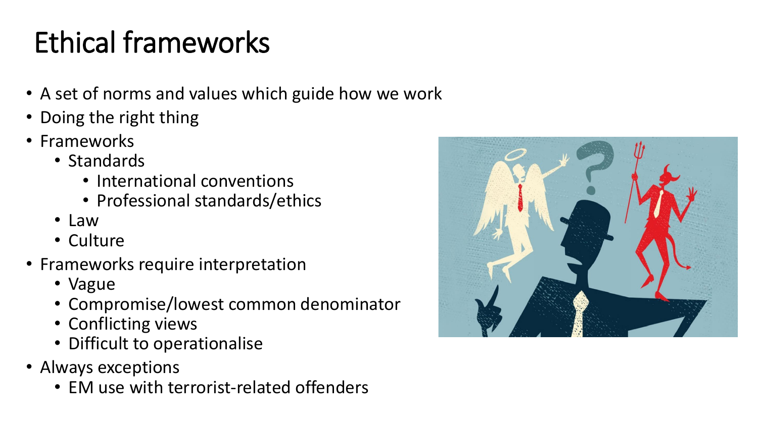# Ethical frameworks

- A set of norms and values which guide how we work
- Doing the right thing
- Frameworks
  - Standards
    - International conventions
    - Professional standards/ethics
  - Law
  - Culture
- Frameworks require interpretation
  - Vague
  - Compromise/lowest common denominator
  - Conflicting views
  - Difficult to operationalise
- Always exceptions
  - EM use with terrorist-related offenders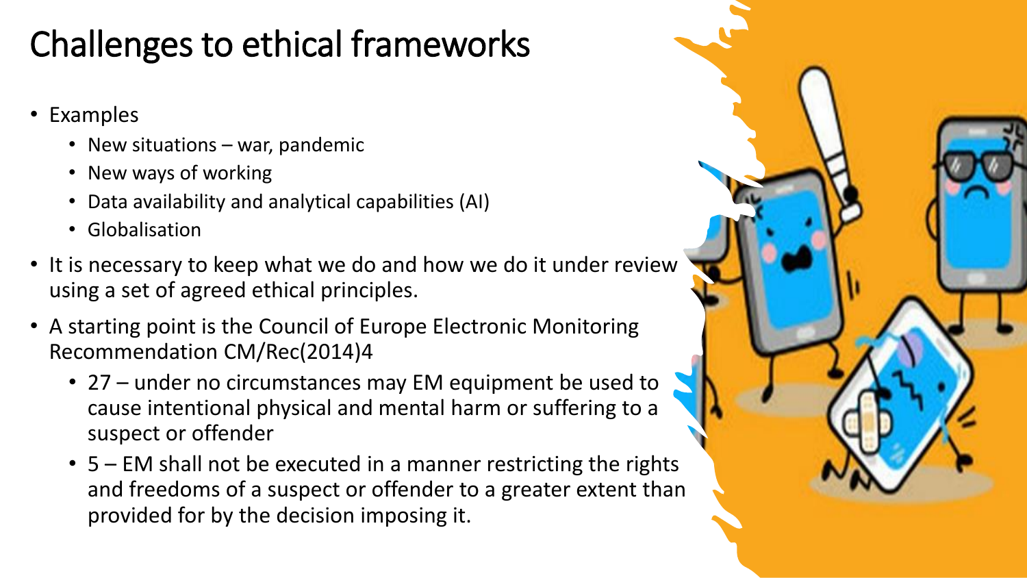# Challenges to ethical frameworks

- Examples
  - New situations – war, pandemic
  - New ways of working
  - Data availability and analytical capabilities (AI)
  - Globalisation
- It is necessary to keep what we do and how we do it under review using a set of agreed ethical principles.
- A starting point is the Council of Europe Electronic Monitoring Recommendation CM/Rec(2014)4
  - 27 – under no circumstances may EM equipment be used to cause intentional physical and mental harm or suffering to a suspect or offender
  - 5 – EM shall not be executed in a manner restricting the rights and freedoms of a suspect or offender to a greater extent than provided for by the decision imposing it.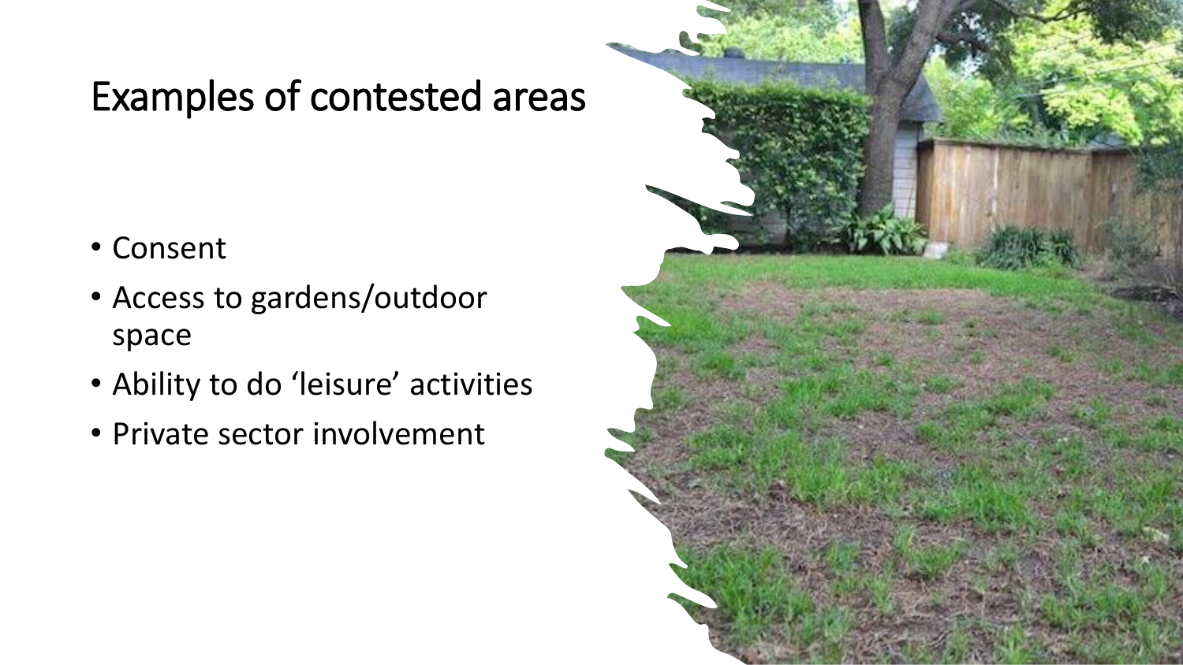# Examples of contested areas

- Consent
- Access to gardens/outdoor space
- Ability to do 'leisure' activities
- Private sector involvement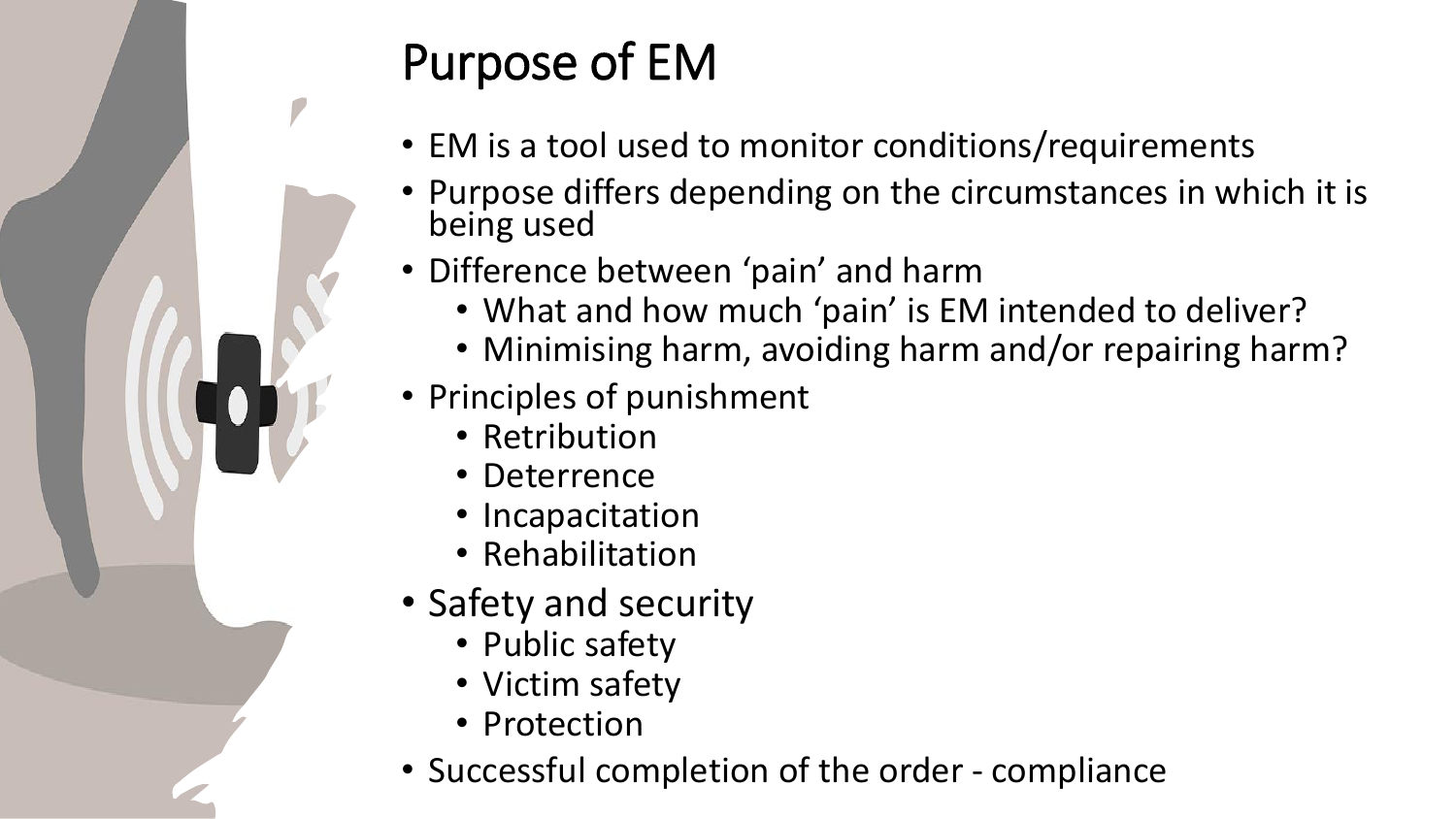# Purpose of EM

- EM is a tool used to monitor conditions/requirements
- Purpose differs depending on the circumstances in which it is being used
- Difference between 'pain' and harm
  - What and how much 'pain' is EM intended to deliver?
  - Minimising harm, avoiding harm and/or repairing harm?
- Principles of punishment
  - Retribution
  - Deterrence
  - Incapacitation
  - Rehabilitation
- Safety and security
  - Public safety
  - Victim safety
  - Protection
- Successful completion of the order - compliance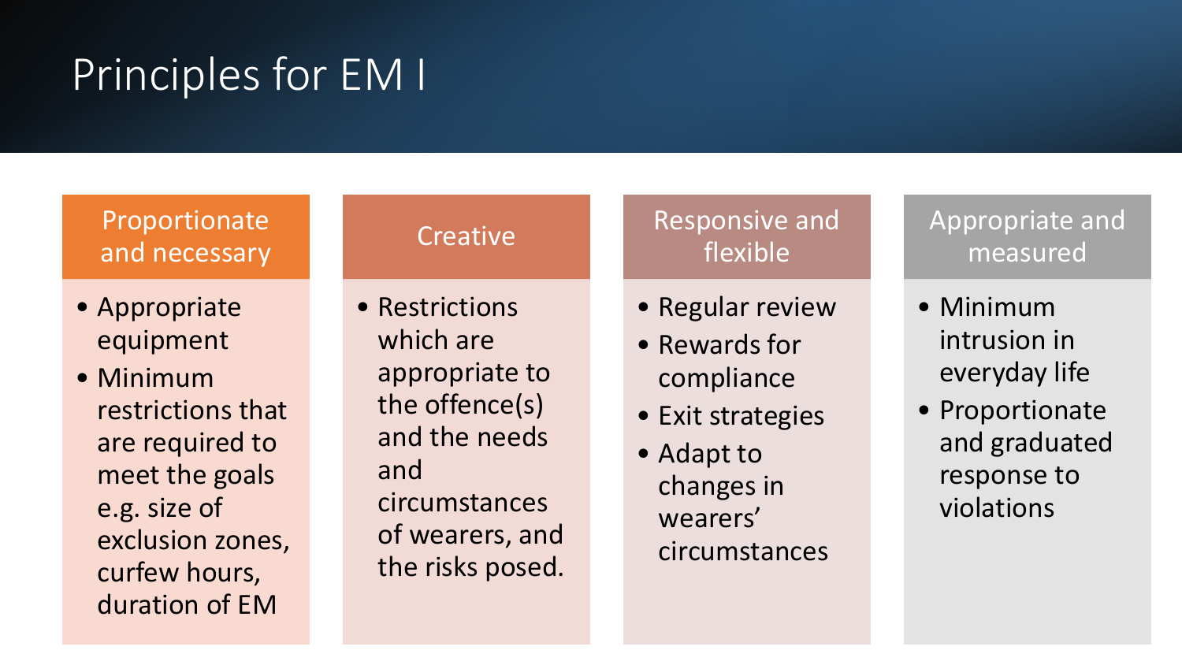# Principles for EM I

## Proportionate and necessary

- Appropriate equipment
- Minimum restrictions that are required to meet the goals e.g. size of exclusion zones, curfew hours, duration of EM

## Creative

- Restrictions which are appropriate to the offence(s) and the needs and circumstances of wearers, and the risks posed.

## Responsive and flexible

- Regular review
- Rewards for compliance
- Exit strategies
- Adapt to changes in wearers' circumstances

## Appropriate and measured

- Minimum intrusion in everyday life
- Proportionate and graduated response to violations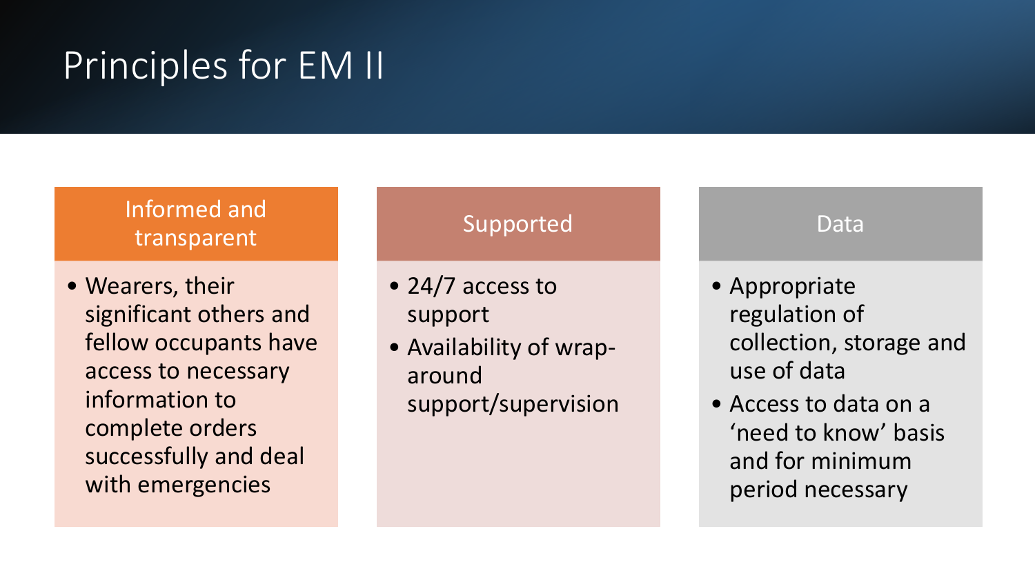# Principles for EM II

## Informed and transparent

- Wearers, their significant others and fellow occupants have access to necessary information to complete orders successfully and deal with emergencies

## Supported

- 24/7 access to support
- Availability of wrap-around support/supervision

## Data

- Appropriate regulation of collection, storage and use of data
- Access to data on a ‘need to know’ basis and for minimum period necessary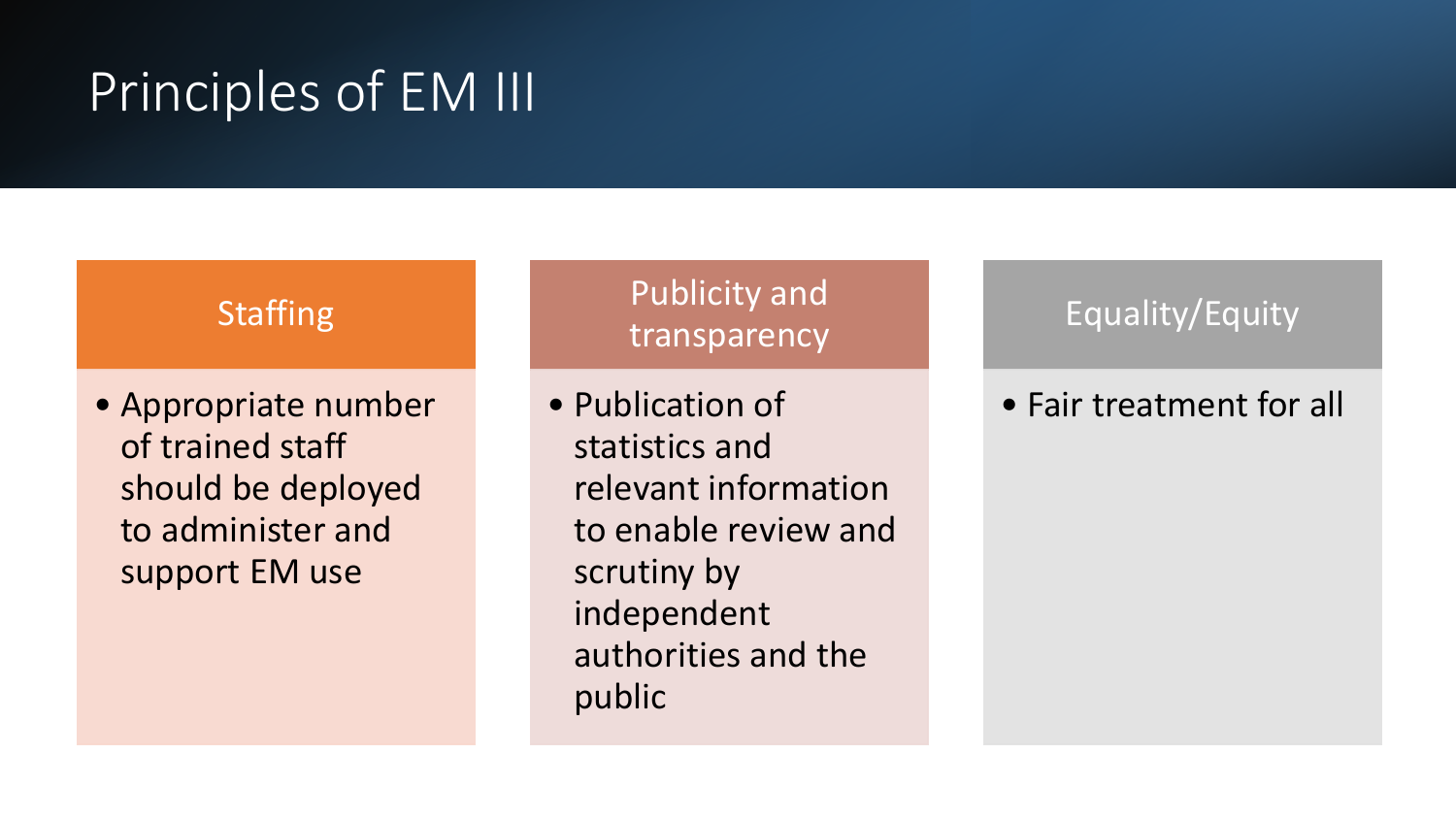# Principles of EM III

## Staffing

- Appropriate number of trained staff should be deployed to administer and support EM use

## Publicity and transparency

- Publication of statistics and relevant information to enable review and scrutiny by independent authorities and the public

## Equality/Equity

- Fair treatment for all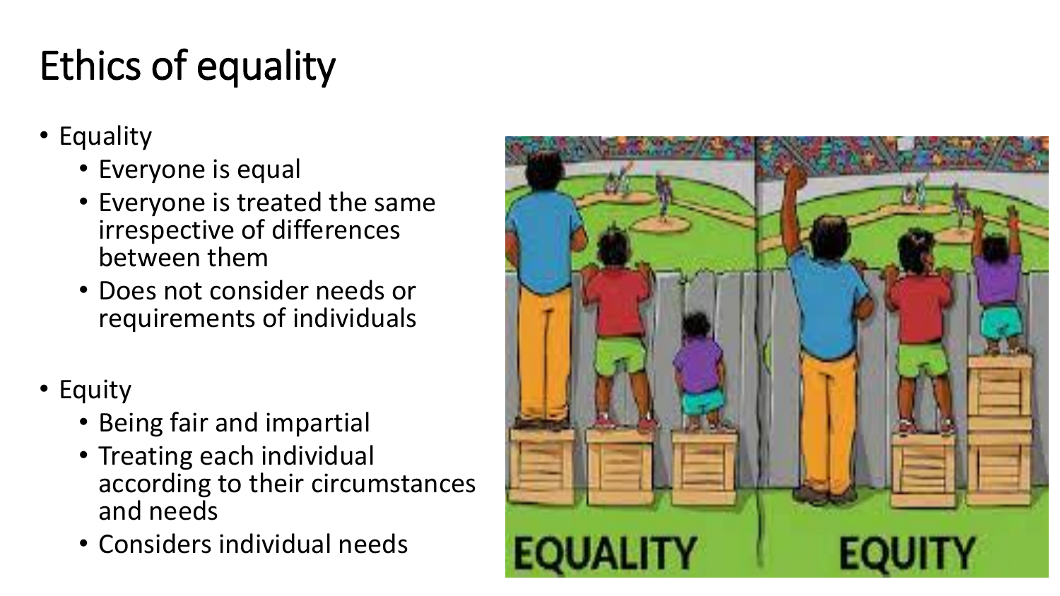# Ethics of equality

- Equality
  - Everyone is equal
  - Everyone is treated the same irrespective of differences between them
  - Does not consider needs or requirements of individuals

- Equity
  - Being fair and impartial
  - Treating each individual according to their circumstances and needs
  - Considers individual needs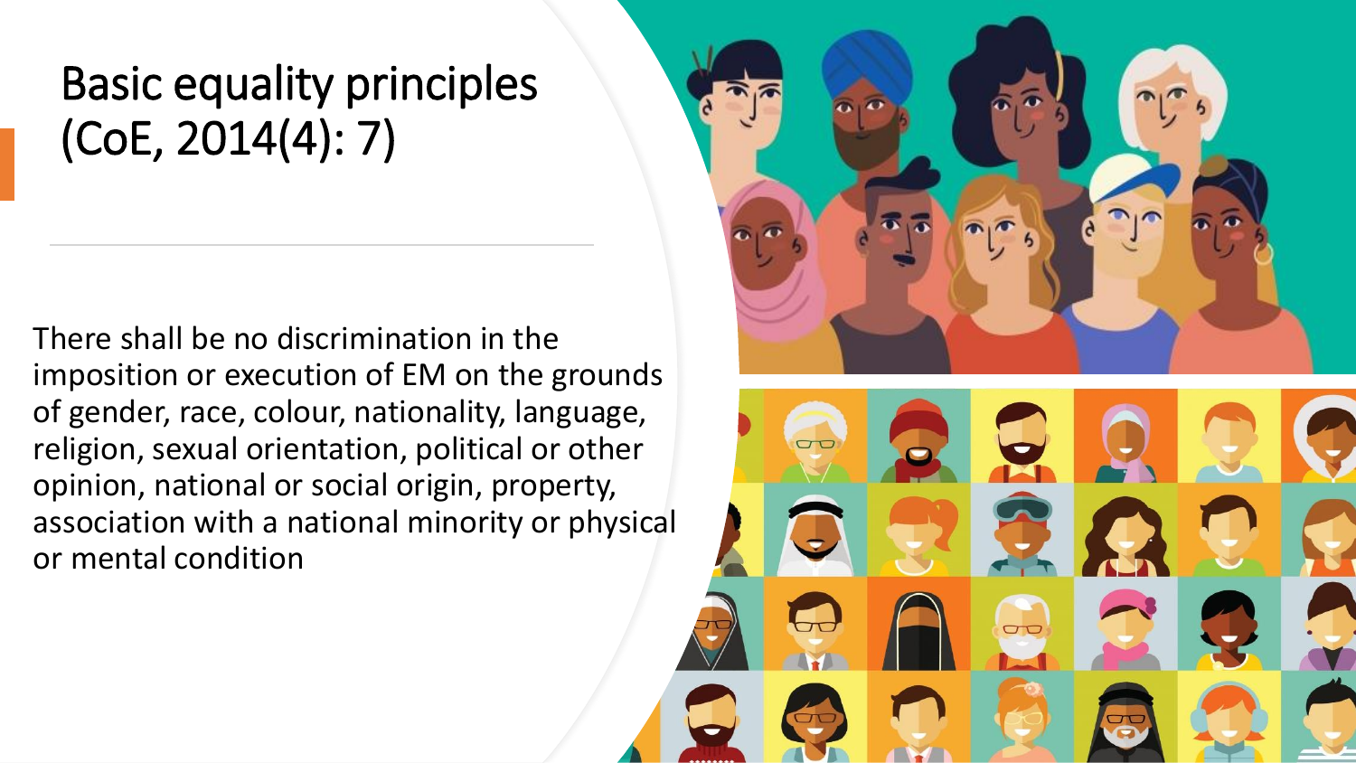# Basic equality principles (CoE, 2014(4): 7)

There shall be no discrimination in the imposition or execution of EM on the grounds of gender, race, colour, nationality, language, religion, sexual orientation, political or other opinion, national or social origin, property, association with a national minority or physical or mental condition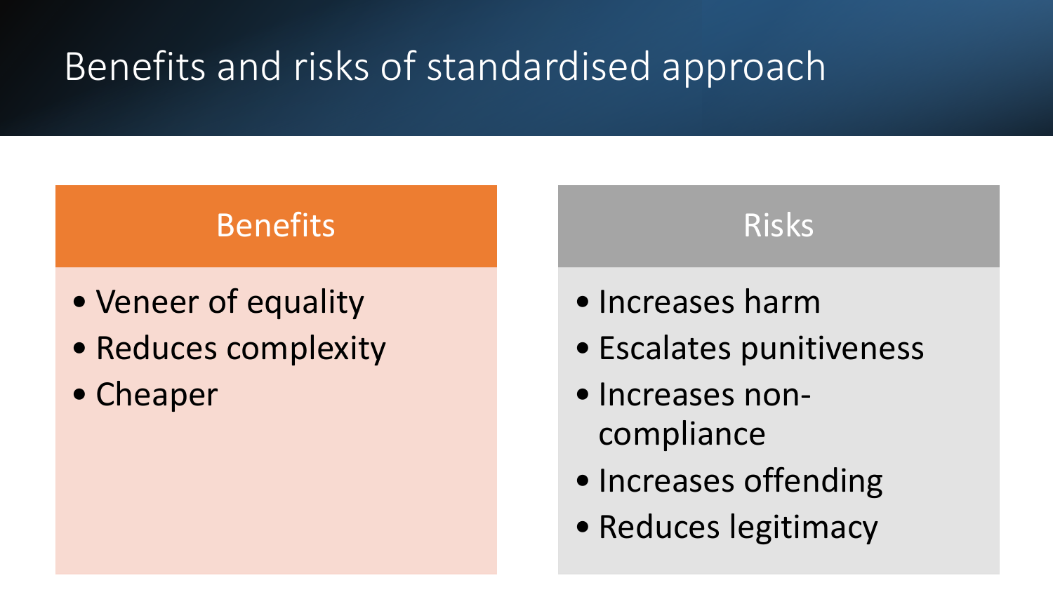# Benefits and risks of standardised approach

## Benefits

- Veneer of equality
- Reduces complexity
- Cheaper

## Risks

- Increases harm
- Escalates punitiveness
- Increases non-compliance
- Increases offending
- Reduces legitimacy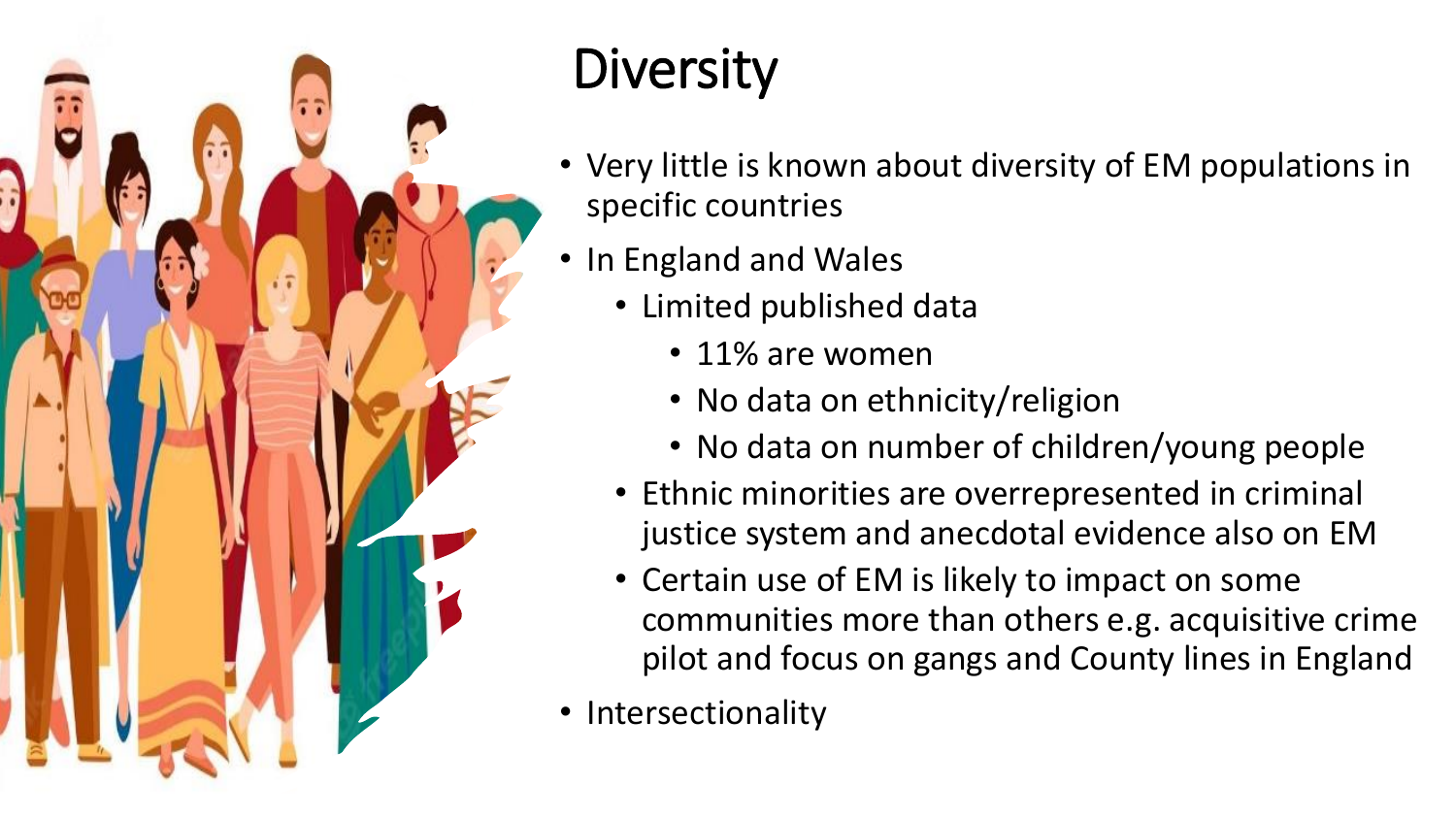# Diversity

- Very little is known about diversity of EM populations in specific countries
- In England and Wales
  - Limited published data
    - 11% are women
    - No data on ethnicity/religion
    - No data on number of children/young people
  - Ethnic minorities are overrepresented in criminal justice system and anecdotal evidence also on EM
  - Certain use of EM is likely to impact on some communities more than others e.g. acquisitive crime pilot and focus on gangs and County lines in England
- Intersectionality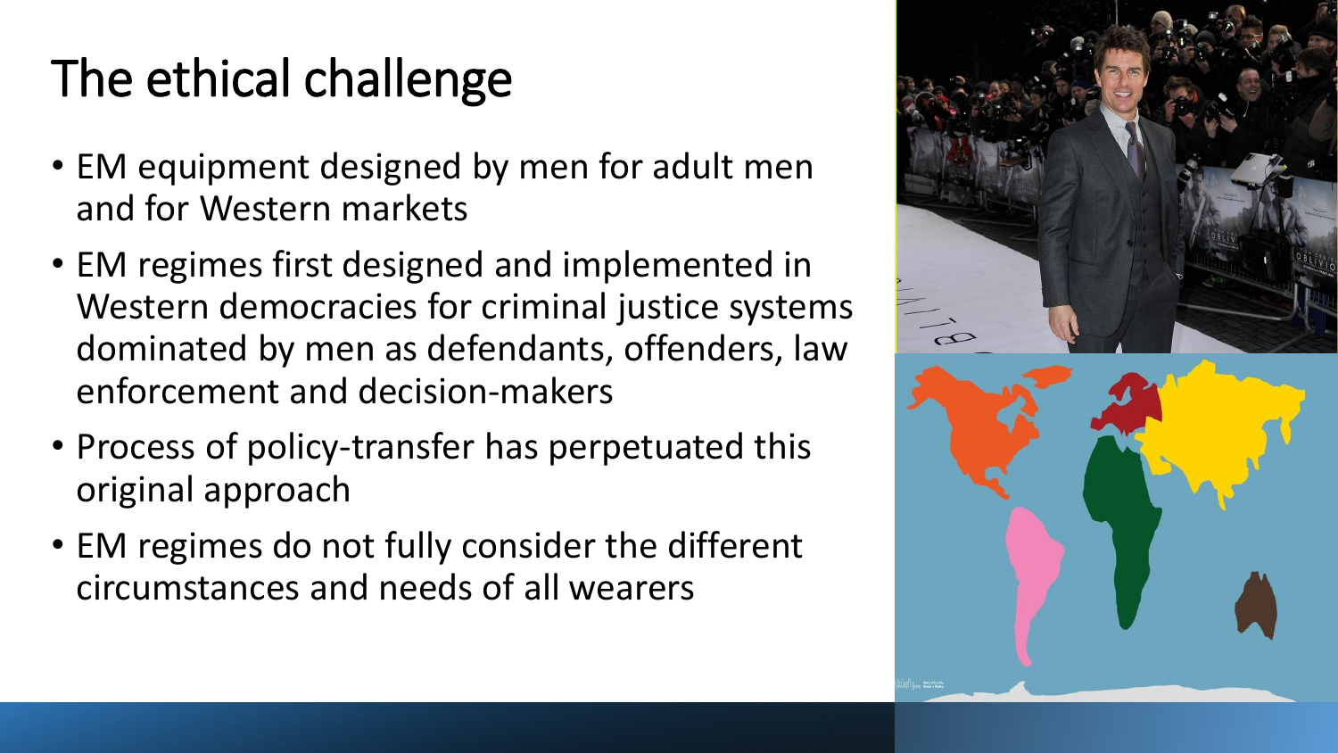# The ethical challenge

- EM equipment designed by men for adult men and for Western markets
- EM regimes first designed and implemented in Western democracies for criminal justice systems dominated by men as defendants, offenders, law enforcement and decision-makers
- Process of policy-transfer has perpetuated this original approach
- EM regimes do not fully consider the different circumstances and needs of all wearers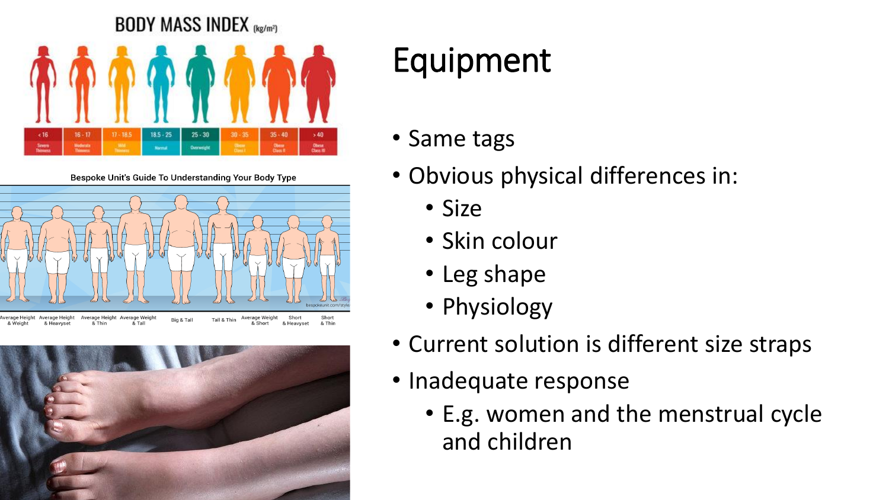# Equipment

- Same tags
- Obvious physical differences in:
  - Size
  - Skin colour
  - Leg shape
  - Physiology
- Current solution is different size straps
- Inadequate response
  - E.g. women and the menstrual cycle and children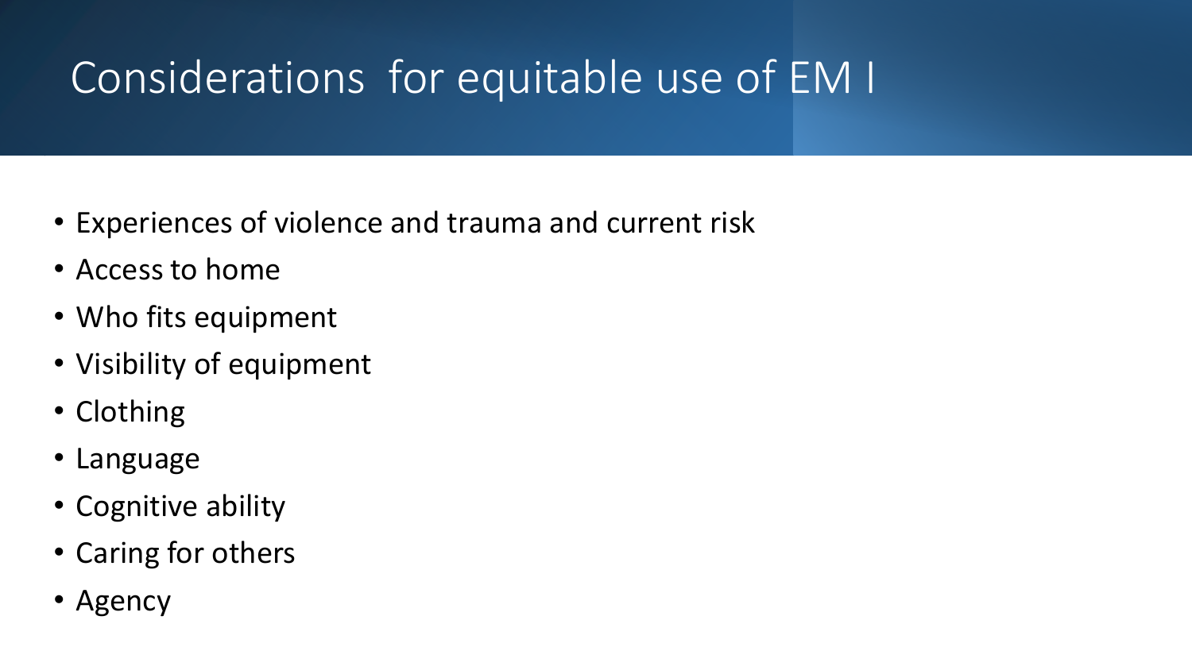# Considerations for equitable use of EM I

- Experiences of violence and trauma and current risk
- Access to home
- Who fits equipment
- Visibility of equipment
- Clothing
- Language
- Cognitive ability
- Caring for others
- Agency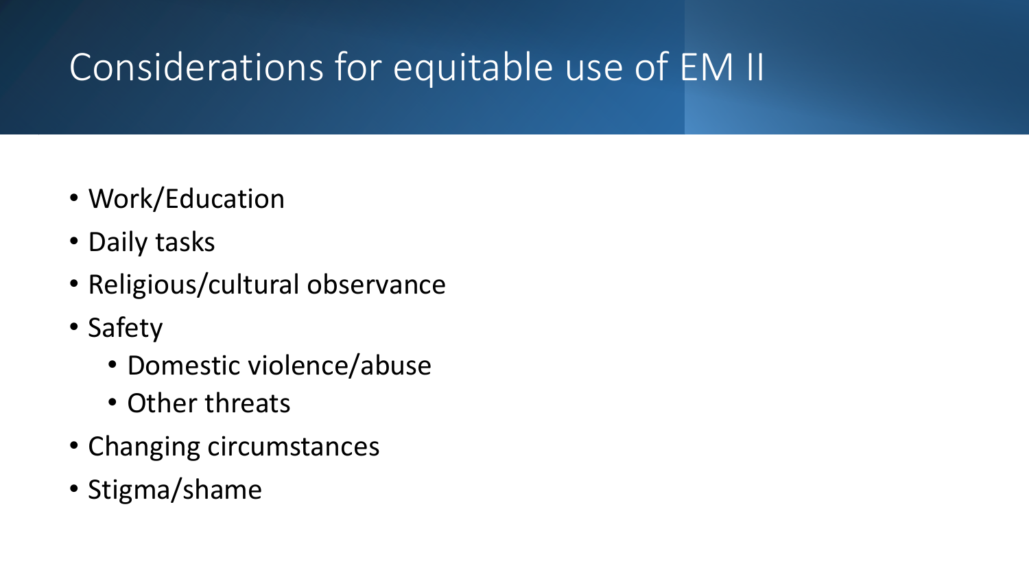# Considerations for equitable use of EM II

- Work/Education
- Daily tasks
- Religious/cultural observance
- Safety
  - Domestic violence/abuse
  - Other threats
- Changing circumstances
- Stigma/shame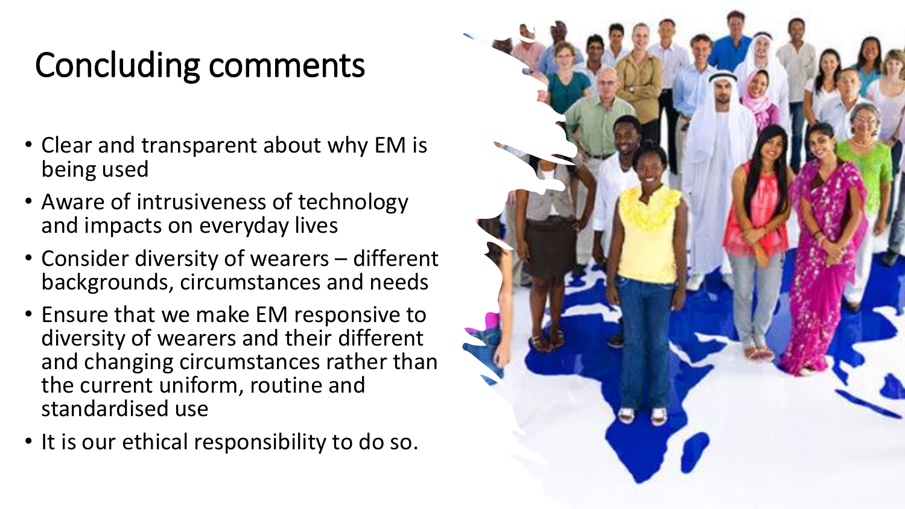# Concluding comments

- Clear and transparent about why EM is being used
- Aware of intrusiveness of technology and impacts on everyday lives
- Consider diversity of wearers – different backgrounds, circumstances and needs
- Ensure that we make EM responsive to diversity of wearers and their different and changing circumstances rather than the current uniform, routine and standardised use
- It is our ethical responsibility to do so.